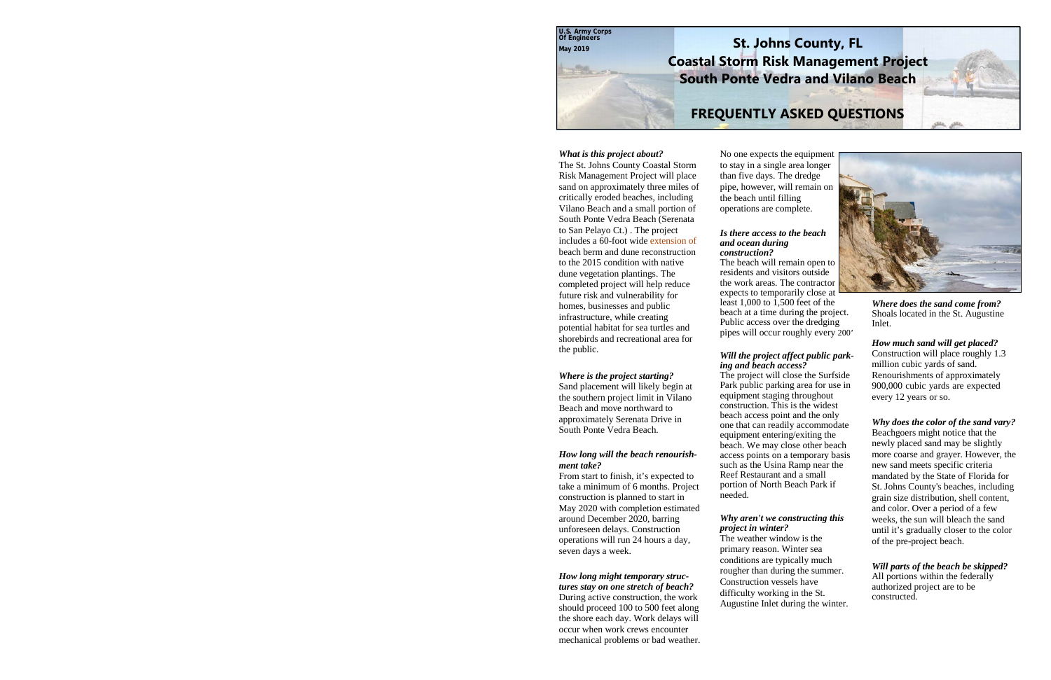U.S. Army Corps Of Engineers

May 2019

# St. Johns County, FL
# Coastal Storm Risk Management Project
# South Ponte Vedra and Vilano Beach

## FREQUENTLY ASKED QUESTIONS

***What is this project about?***

The St. Johns County Coastal Storm Risk Management Project will place sand on approximately three miles of critically eroded beaches, including Vilano Beach and a small portion of South Ponte Vedra Beach (Serenata to San Pelayo Ct.) . The project includes a 60-foot wide extension of beach berm and dune reconstruction to the 2015 condition with native dune vegetation plantings. The completed project will help reduce future risk and vulnerability for homes, businesses and public infrastructure, while creating potential habitat for sea turtles and shorebirds and recreational area for the public.

***Where is the project starting?***

Sand placement will likely begin at the southern project limit in Vilano Beach and move northward to approximately Serenata Drive in South Ponte Vedra Beach.

***How long will the beach renourishment take?***

From start to finish, it's expected to take a minimum of 6 months. Project construction is planned to start in May 2020 with completion estimated around December 2020, barring unforeseen delays. Construction operations will run 24 hours a day, seven days a week.

***How long might temporary structures stay on one stretch of beach?***

During active construction, the work should proceed 100 to 500 feet along the shore each day. Work delays will occur when work crews encounter mechanical problems or bad weather. No one expects the equipment to stay in a single area longer than five days. The dredge pipe, however, will remain on the beach until filling operations are complete.

***Is there access to the beach and ocean during construction?***

The beach will remain open to residents and visitors outside the work areas. The contractor expects to temporarily close at least 1,000 to 1,500 feet of the beach at a time during the project. Public access over the dredging pipes will occur roughly every 200'

***Will the project affect public parking and beach access?***

The project will close the Surfside Park public parking area for use in equipment staging throughout construction. This is the widest beach access point and the only one that can readily accommodate equipment entering/exiting the beach. We may close other beach access points on a temporary basis such as the Usina Ramp near the Reef Restaurant and a small portion of North Beach Park if needed.

***Why aren't we constructing this project in winter?***

The weather window is the primary reason. Winter sea conditions are typically much rougher than during the summer. Construction vessels have difficulty working in the St. Augustine Inlet during the winter.

***Where does the sand come from?***

Shoals located in the St. Augustine Inlet.

***How much sand will get placed?***

Construction will place roughly 1.3 million cubic yards of sand. Renourishments of approximately 900,000 cubic yards are expected every 12 years or so.

***Why does the color of the sand vary?***

Beachgoers might notice that the newly placed sand may be slightly more coarse and grayer. However, the new sand meets specific criteria mandated by the State of Florida for St. Johns County's beaches, including grain size distribution, shell content, and color. Over a period of a few weeks, the sun will bleach the sand until it's gradually closer to the color of the pre-project beach.

***Will parts of the beach be skipped?***

All portions within the federally authorized project are to be constructed.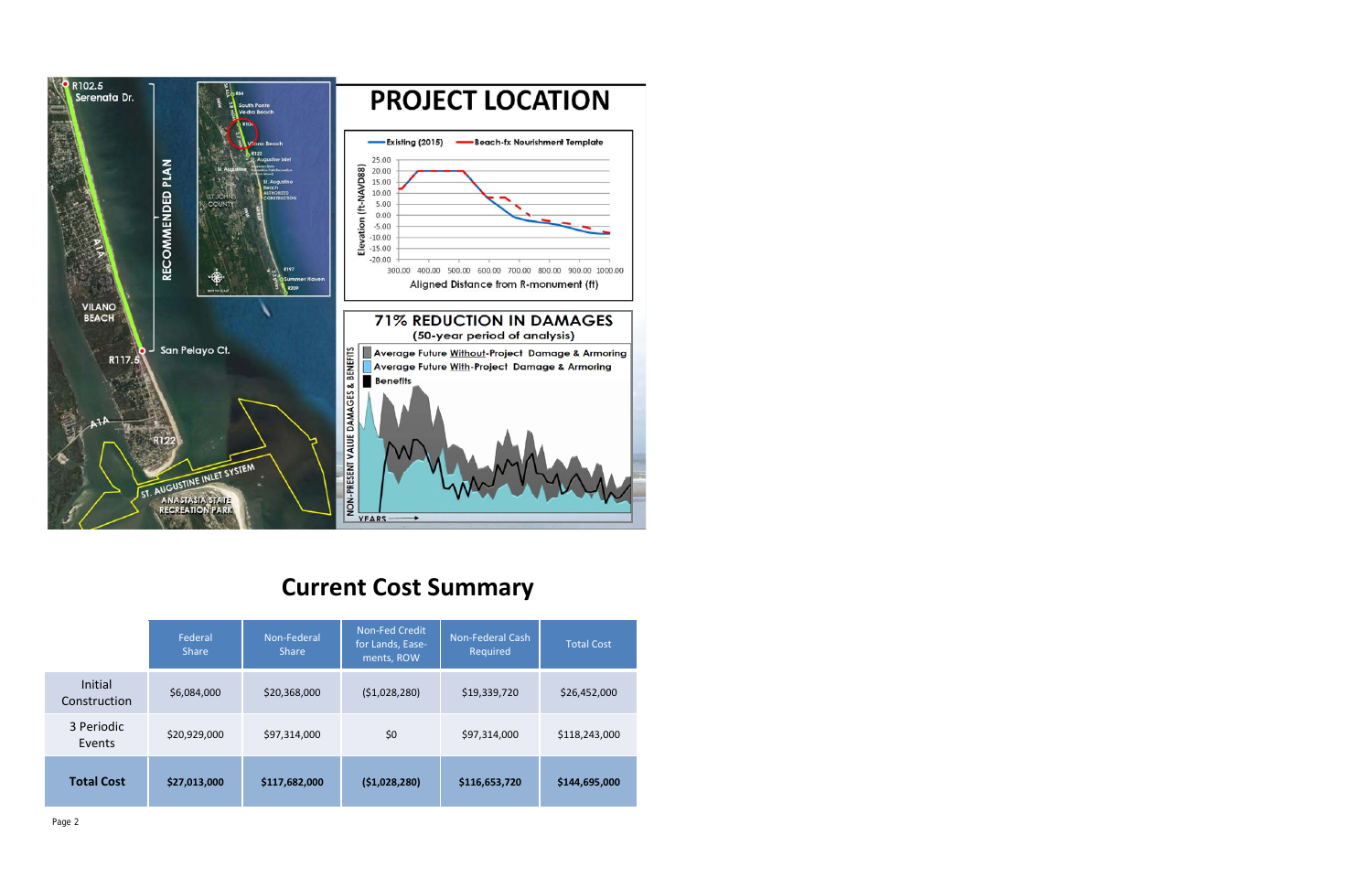# PROJECT LOCATION

R102.5 Serenata Dr.

RECOMMENDED PLAN

VILANO BEACH

R117.5 San Pelayo Ct.

R122

ST. AUGUSTINE INLET SYSTEM

ANASTASIA STATE RECREATION PARK

**71% REDUCTION IN DAMAGES**
(50-year period of analysis)

## Current Cost Summary

| | Federal Share | Non-Federal Share | Non-Fed Credit for Lands, Ease-ments, ROW | Non-Federal Cash Required | Total Cost |
|---|---|---|---|---|---|
| Initial Construction | $6,084,000 | $20,368,000 | ($1,028,280) | $19,339,720 | $26,452,000 |
| 3 Periodic Events | $20,929,000 | $97,314,000 | $0 | $97,314,000 | $118,243,000 |
| **Total Cost** | **$27,013,000** | **$117,682,000** | **($1,028,280)** | **$116,653,720** | **$144,695,000** |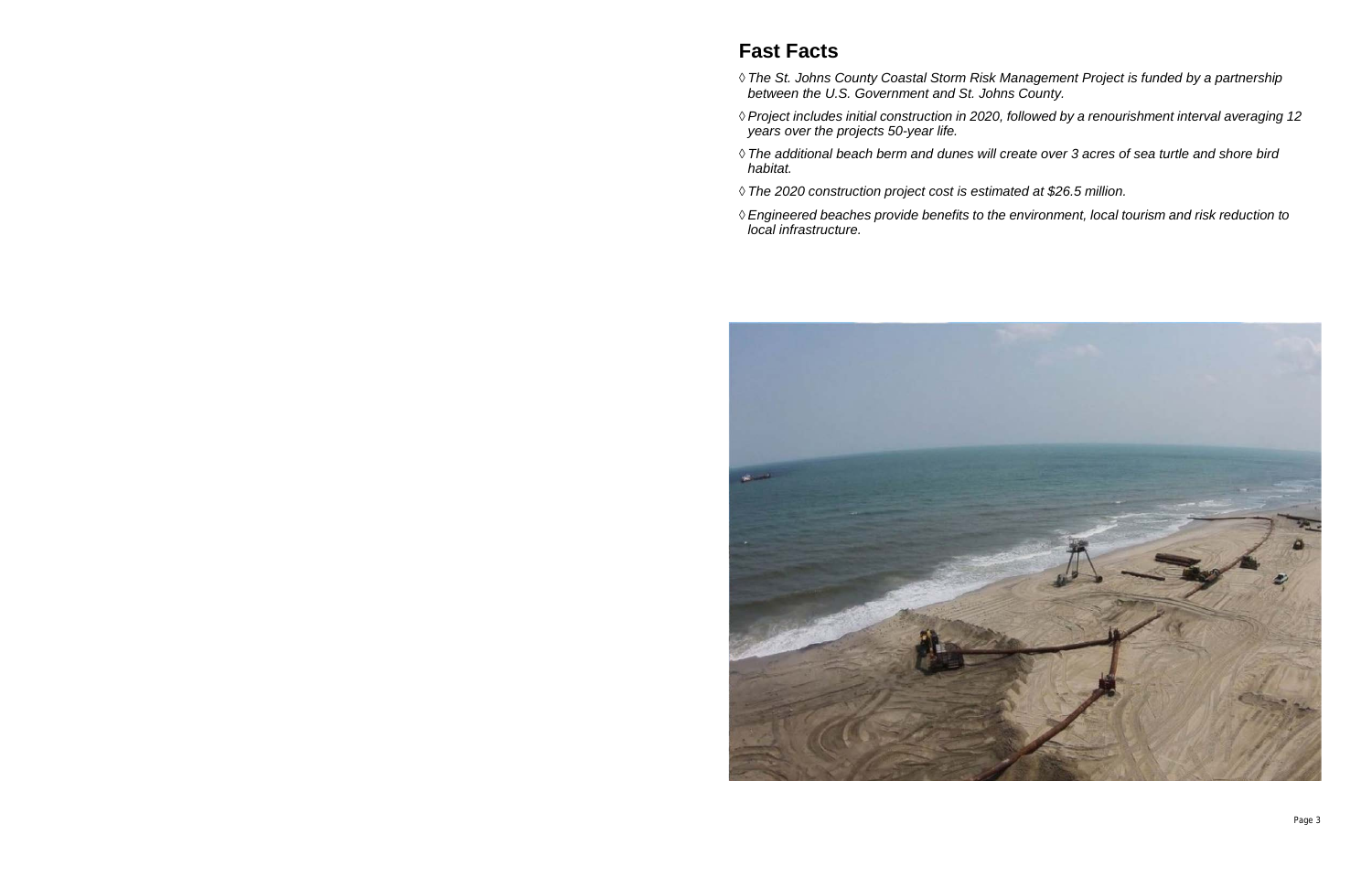## Fast Facts

◊ *The St. Johns County Coastal Storm Risk Management Project is funded by a partnership between the U.S. Government and St. Johns County.*

◊ *Project includes initial construction in 2020, followed by a renourishment interval averaging 12 years over the projects 50-year life.*

◊ *The additional beach berm and dunes will create over 3 acres of sea turtle and shore bird habitat.*

◊ *The 2020 construction project cost is estimated at $26.5 million.*

◊ *Engineered beaches provide benefits to the environment, local tourism and risk reduction to local infrastructure.*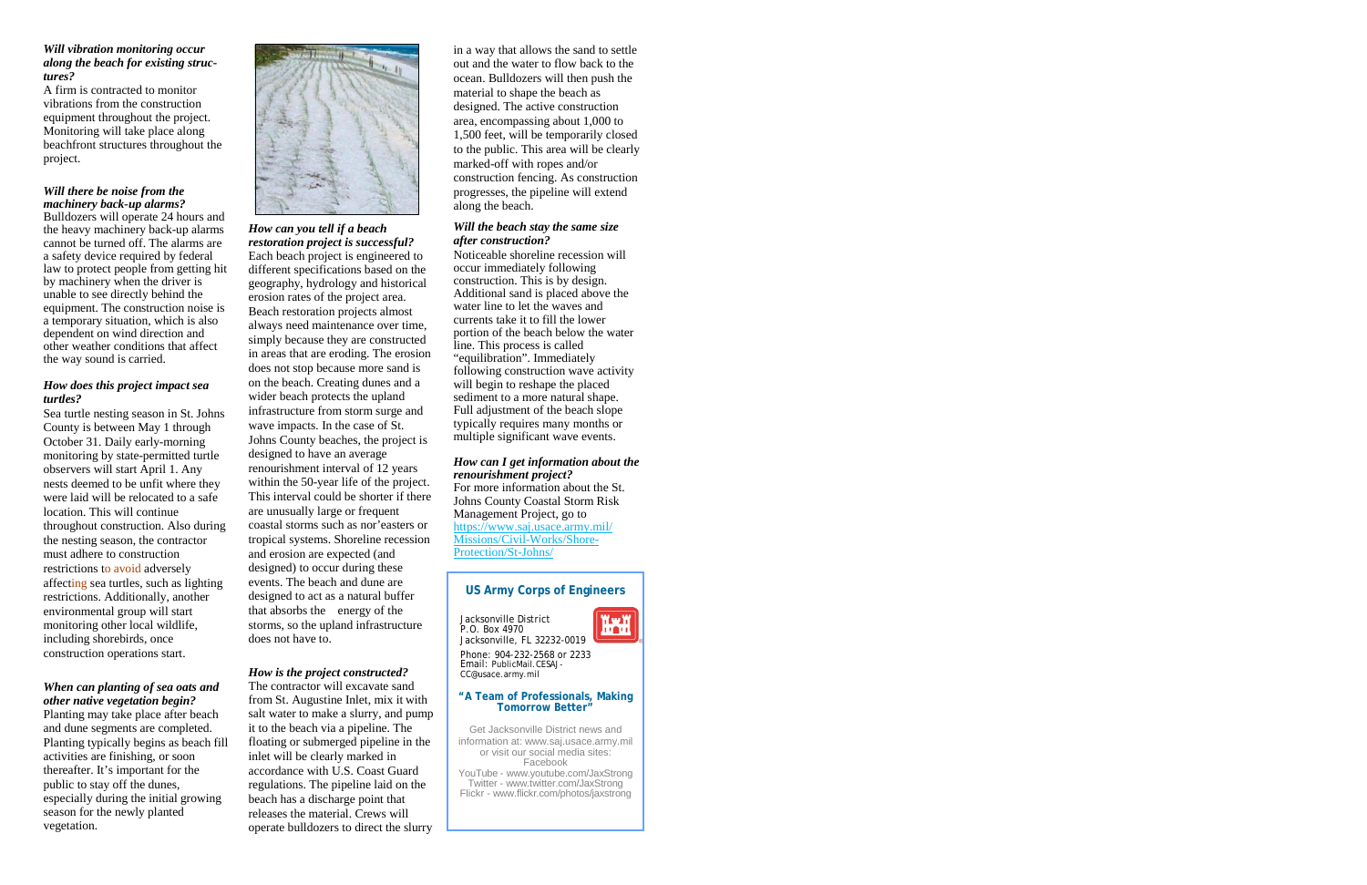### *Will vibration monitoring occur along the beach for existing structures?*

A firm is contracted to monitor vibrations from the construction equipment throughout the project. Monitoring will take place along beachfront structures throughout the project.

### *Will there be noise from the machinery back-up alarms?*

Bulldozers will operate 24 hours and the heavy machinery back-up alarms cannot be turned off. The alarms are a safety device required by federal law to protect people from getting hit by machinery when the driver is unable to see directly behind the equipment. The construction noise is a temporary situation, which is also dependent on wind direction and other weather conditions that affect the way sound is carried.

### *How does this project impact sea turtles?*

Sea turtle nesting season in St. Johns County is between May 1 through October 31. Daily early-morning monitoring by state-permitted turtle observers will start April 1. Any nests deemed to be unfit where they were laid will be relocated to a safe location. This will continue throughout construction. Also during the nesting season, the contractor must adhere to construction restrictions to avoid adversely affecting sea turtles, such as lighting restrictions. Additionally, another environmental group will start monitoring other local wildlife, including shorebirds, once construction operations start.

### *When can planting of sea oats and other native vegetation begin?*

Planting may take place after beach and dune segments are completed. Planting typically begins as beach fill activities are finishing, or soon thereafter. It's important for the public to stay off the dunes, especially during the initial growing season for the newly planted vegetation.

### *How can you tell if a beach restoration project is successful?*

Each beach project is engineered to different specifications based on the geography, hydrology and historical erosion rates of the project area. Beach restoration projects almost always need maintenance over time, simply because they are constructed in areas that are eroding. The erosion does not stop because more sand is on the beach. Creating dunes and a wider beach protects the upland infrastructure from storm surge and wave impacts. In the case of St. Johns County beaches, the project is designed to have an average renourishment interval of 12 years within the 50-year life of the project. This interval could be shorter if there are unusually large or frequent coastal storms such as nor'easters or tropical systems. Shoreline recession and erosion are expected (and designed) to occur during these events. The beach and dune are designed to act as a natural buffer that absorbs the energy of the storms, so the upland infrastructure does not have to.

### *How is the project constructed?*

The contractor will excavate sand from St. Augustine Inlet, mix it with salt water to make a slurry, and pump it to the beach via a pipeline. The floating or submerged pipeline in the inlet will be clearly marked in accordance with U.S. Coast Guard regulations. The pipeline laid on the beach has a discharge point that releases the material. Crews will operate bulldozers to direct the slurry in a way that allows the sand to settle out and the water to flow back to the ocean. Bulldozers will then push the material to shape the beach as designed. The active construction area, encompassing about 1,000 to 1,500 feet, will be temporarily closed to the public. This area will be clearly marked-off with ropes and/or construction fencing. As construction progresses, the pipeline will extend along the beach.

### *Will the beach stay the same size after construction?*

Noticeable shoreline recession will occur immediately following construction. This is by design. Additional sand is placed above the water line to let the waves and currents take it to fill the lower portion of the beach below the water line. This process is called "equilibration". Immediately following construction wave activity will begin to reshape the placed sediment to a more natural shape. Full adjustment of the beach slope typically requires many months or multiple significant wave events.

### *How can I get information about the renourishment project?*

For more information about the St. Johns County Coastal Storm Risk Management Project, go to https://www.saj.usace.army.mil/Missions/Civil-Works/Shore-Protection/St-Johns/

**US Army Corps of Engineers**

Jacksonville District
P.O. Box 4970
Jacksonville, FL 32232-0019

Phone: 904-232-2568 or 2233
Email: PublicMail.CESAJ-CC@usace.army.mil

**"A Team of Professionals, Making Tomorrow Better"**

Get Jacksonville District news and information at: www.saj.usace.army.mil or visit our social media sites:
Facebook
YouTube - www.youtube.com/JaxStrong
Twitter - www.twitter.com/JaxStrong
Flickr - www.flickr.com/photos/jaxstrong